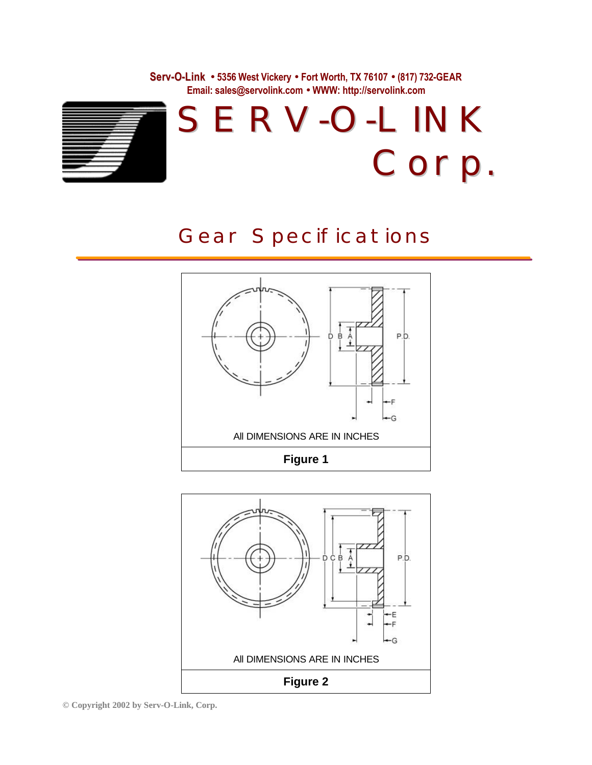**Serv-O-Link** • 5356 West Vickery • Fort Worth, TX 76107 • (817) 732-GEAR
Email: sales@servolink.com • WWW: http://servolink.com

# SERV-O-LINK Corp.

## Gear Specifications

D B A P.D.

F

G

All DIMENSIONS ARE IN INCHES

**Figure 1**

D C B A P.D.

E

F

G

All DIMENSIONS ARE IN INCHES

**Figure 2**

© Copyright 2002 by Serv-O-Link, Corp.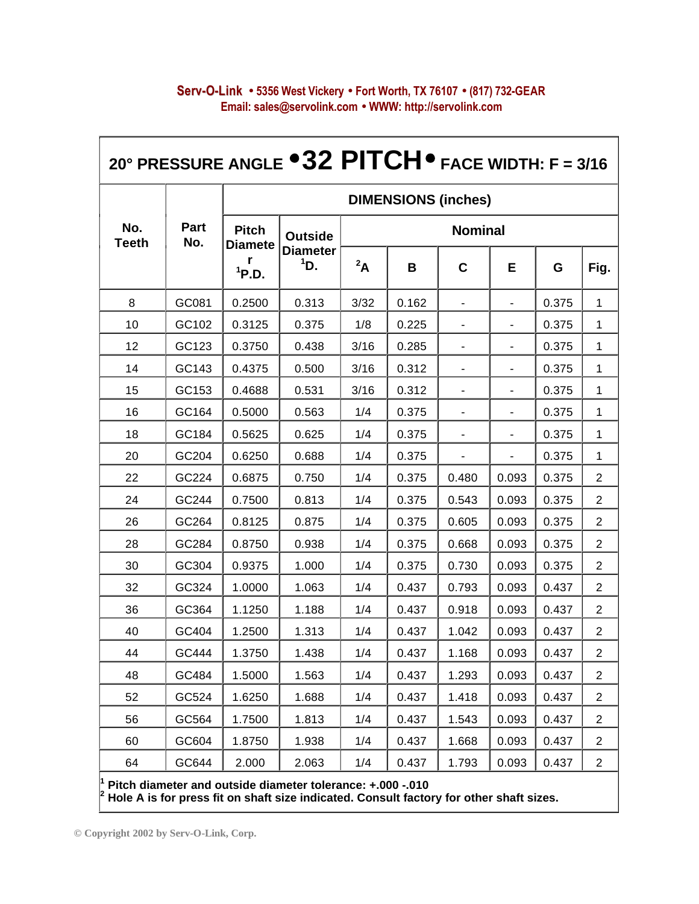**Serv-O-Link** • 5356 West Vickery • Fort Worth, TX 76107 • (817) 732-GEAR
Email: sales@servolink.com • WWW: http://servolink.com

## 20° PRESSURE ANGLE • 32 PITCH • FACE WIDTH: F = 3/16

| No. Teeth | Part No. | DIMENSIONS (inches) | | | | | | | |
|---|---|---|---|---|---|---|---|---|---|
| | | Pitch Diameter [1]P.D. | Outside Diameter [1]D. | Nominal | | | | | |
| | | | | [2]A | B | C | E | G | Fig. |
| 8 | GC081 | 0.2500 | 0.313 | 3/32 | 0.162 | - | - | 0.375 | 1 |
| 10 | GC102 | 0.3125 | 0.375 | 1/8 | 0.225 | - | - | 0.375 | 1 |
| 12 | GC123 | 0.3750 | 0.438 | 3/16 | 0.285 | - | - | 0.375 | 1 |
| 14 | GC143 | 0.4375 | 0.500 | 3/16 | 0.312 | - | - | 0.375 | 1 |
| 15 | GC153 | 0.4688 | 0.531 | 3/16 | 0.312 | - | - | 0.375 | 1 |
| 16 | GC164 | 0.5000 | 0.563 | 1/4 | 0.375 | - | - | 0.375 | 1 |
| 18 | GC184 | 0.5625 | 0.625 | 1/4 | 0.375 | - | - | 0.375 | 1 |
| 20 | GC204 | 0.6250 | 0.688 | 1/4 | 0.375 | - | - | 0.375 | 1 |
| 22 | GC224 | 0.6875 | 0.750 | 1/4 | 0.375 | 0.480 | 0.093 | 0.375 | 2 |
| 24 | GC244 | 0.7500 | 0.813 | 1/4 | 0.375 | 0.543 | 0.093 | 0.375 | 2 |
| 26 | GC264 | 0.8125 | 0.875 | 1/4 | 0.375 | 0.605 | 0.093 | 0.375 | 2 |
| 28 | GC284 | 0.8750 | 0.938 | 1/4 | 0.375 | 0.668 | 0.093 | 0.375 | 2 |
| 30 | GC304 | 0.9375 | 1.000 | 1/4 | 0.375 | 0.730 | 0.093 | 0.375 | 2 |
| 32 | GC324 | 1.0000 | 1.063 | 1/4 | 0.437 | 0.793 | 0.093 | 0.437 | 2 |
| 36 | GC364 | 1.1250 | 1.188 | 1/4 | 0.437 | 0.918 | 0.093 | 0.437 | 2 |
| 40 | GC404 | 1.2500 | 1.313 | 1/4 | 0.437 | 1.042 | 0.093 | 0.437 | 2 |
| 44 | GC444 | 1.3750 | 1.438 | 1/4 | 0.437 | 1.168 | 0.093 | 0.437 | 2 |
| 48 | GC484 | 1.5000 | 1.563 | 1/4 | 0.437 | 1.293 | 0.093 | 0.437 | 2 |
| 52 | GC524 | 1.6250 | 1.688 | 1/4 | 0.437 | 1.418 | 0.093 | 0.437 | 2 |
| 56 | GC564 | 1.7500 | 1.813 | 1/4 | 0.437 | 1.543 | 0.093 | 0.437 | 2 |
| 60 | GC604 | 1.8750 | 1.938 | 1/4 | 0.437 | 1.668 | 0.093 | 0.437 | 2 |
| 64 | GC644 | 2.000 | 2.063 | 1/4 | 0.437 | 1.793 | 0.093 | 0.437 | 2 |

[1] **Pitch diameter and outside diameter tolerance: +.000 -.010**
[2] **Hole A is for press fit on shaft size indicated. Consult factory for other shaft sizes.**

© Copyright 2002 by Serv-O-Link, Corp.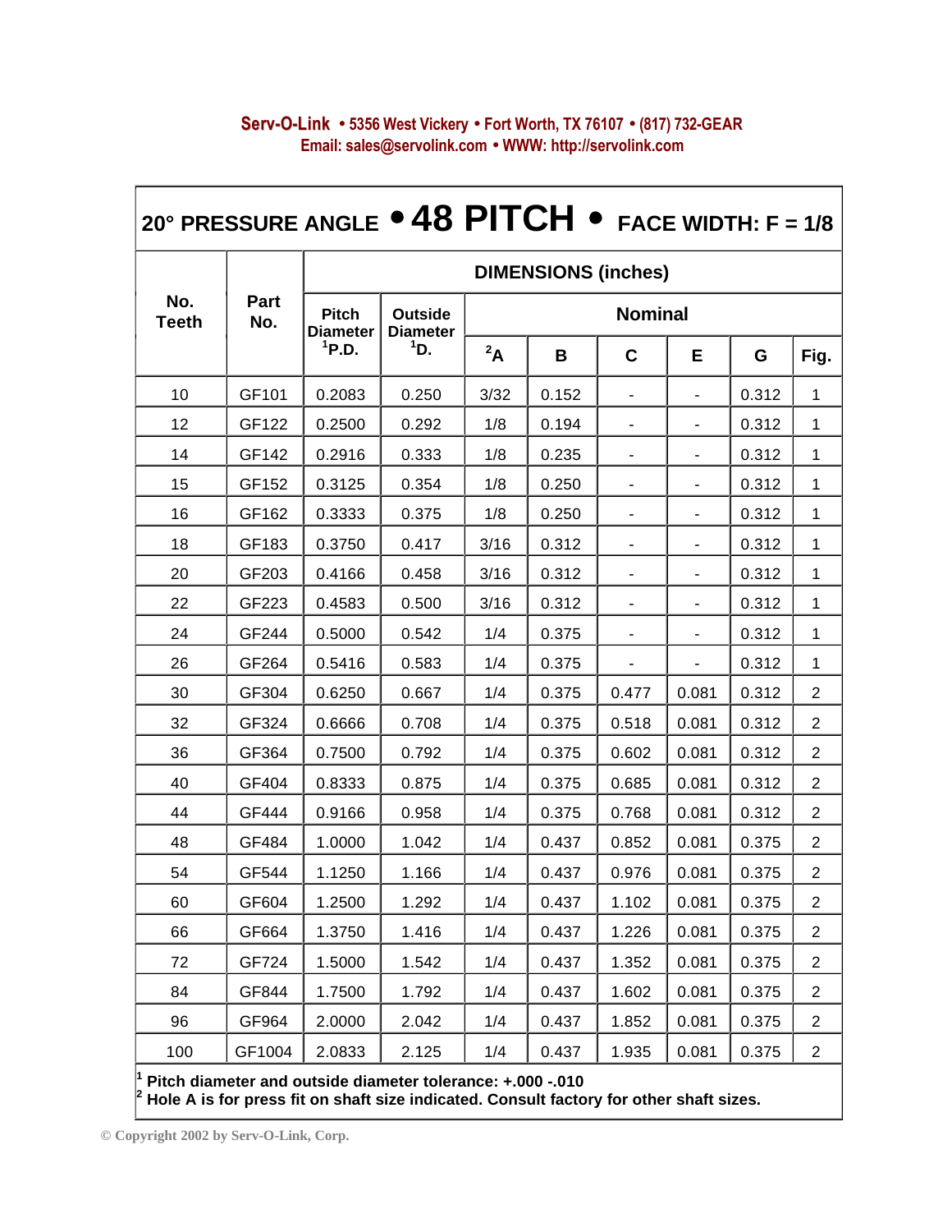**Serv-O-Link** • 5356 West Vickery • Fort Worth, TX 76107 • (817) 732-GEAR
Email: sales@servolink.com • WWW: http://servolink.com

## 20° PRESSURE ANGLE • 48 PITCH • FACE WIDTH: F = 1/8

| No. Teeth | Part No. | DIMENSIONS (inches) | | | | | | | |
|---|---|---|---|---|---|---|---|---|---|
| | | Pitch Diameter [1]P.D. | Outside Diameter [1]D. | Nominal | | | | | |
| | | | | [2]A | B | C | E | G | Fig. |
| 10 | GF101 | 0.2083 | 0.250 | 3/32 | 0.152 | - | - | 0.312 | 1 |
| 12 | GF122 | 0.2500 | 0.292 | 1/8 | 0.194 | - | - | 0.312 | 1 |
| 14 | GF142 | 0.2916 | 0.333 | 1/8 | 0.235 | - | - | 0.312 | 1 |
| 15 | GF152 | 0.3125 | 0.354 | 1/8 | 0.250 | - | - | 0.312 | 1 |
| 16 | GF162 | 0.3333 | 0.375 | 1/8 | 0.250 | - | - | 0.312 | 1 |
| 18 | GF183 | 0.3750 | 0.417 | 3/16 | 0.312 | - | - | 0.312 | 1 |
| 20 | GF203 | 0.4166 | 0.458 | 3/16 | 0.312 | - | - | 0.312 | 1 |
| 22 | GF223 | 0.4583 | 0.500 | 3/16 | 0.312 | - | - | 0.312 | 1 |
| 24 | GF244 | 0.5000 | 0.542 | 1/4 | 0.375 | - | - | 0.312 | 1 |
| 26 | GF264 | 0.5416 | 0.583 | 1/4 | 0.375 | - | - | 0.312 | 1 |
| 30 | GF304 | 0.6250 | 0.667 | 1/4 | 0.375 | 0.477 | 0.081 | 0.312 | 2 |
| 32 | GF324 | 0.6666 | 0.708 | 1/4 | 0.375 | 0.518 | 0.081 | 0.312 | 2 |
| 36 | GF364 | 0.7500 | 0.792 | 1/4 | 0.375 | 0.602 | 0.081 | 0.312 | 2 |
| 40 | GF404 | 0.8333 | 0.875 | 1/4 | 0.375 | 0.685 | 0.081 | 0.312 | 2 |
| 44 | GF444 | 0.9166 | 0.958 | 1/4 | 0.375 | 0.768 | 0.081 | 0.312 | 2 |
| 48 | GF484 | 1.0000 | 1.042 | 1/4 | 0.437 | 0.852 | 0.081 | 0.375 | 2 |
| 54 | GF544 | 1.1250 | 1.166 | 1/4 | 0.437 | 0.976 | 0.081 | 0.375 | 2 |
| 60 | GF604 | 1.2500 | 1.292 | 1/4 | 0.437 | 1.102 | 0.081 | 0.375 | 2 |
| 66 | GF664 | 1.3750 | 1.416 | 1/4 | 0.437 | 1.226 | 0.081 | 0.375 | 2 |
| 72 | GF724 | 1.5000 | 1.542 | 1/4 | 0.437 | 1.352 | 0.081 | 0.375 | 2 |
| 84 | GF844 | 1.7500 | 1.792 | 1/4 | 0.437 | 1.602 | 0.081 | 0.375 | 2 |
| 96 | GF964 | 2.0000 | 2.042 | 1/4 | 0.437 | 1.852 | 0.081 | 0.375 | 2 |
| 100 | GF1004 | 2.0833 | 2.125 | 1/4 | 0.437 | 1.935 | 0.081 | 0.375 | 2 |

[1] Pitch diameter and outside diameter tolerance: +.000 -.010
[2] Hole A is for press fit on shaft size indicated. Consult factory for other shaft sizes.

© Copyright 2002 by Serv-O-Link, Corp.